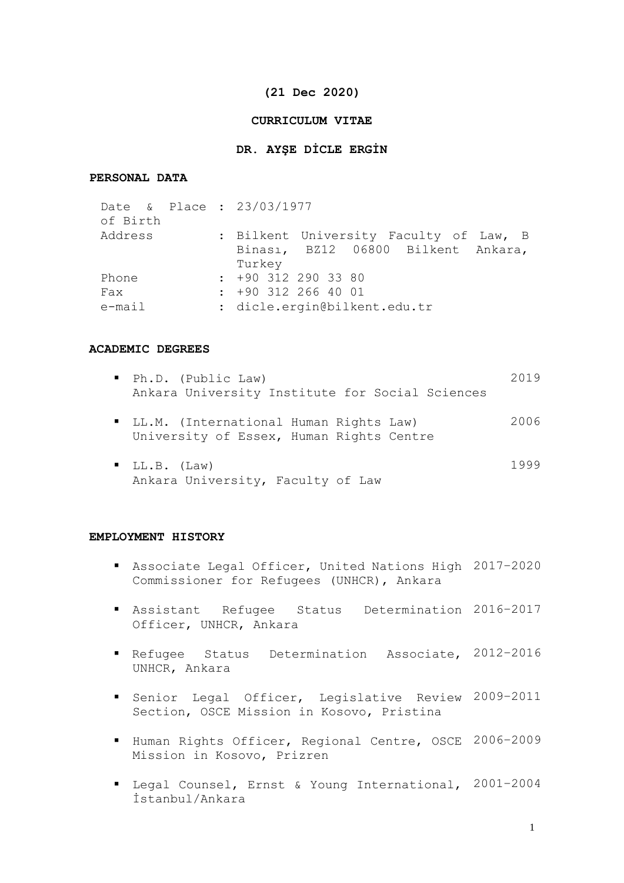**(21 Dec 2020)**

# CURRICULUM VITAE

# DR. AYŞE DİCLE ERGİN

## PERSONAL DATA

| | |
|---|---|
| Date & Place of Birth | : 23/03/1977 |
| Address | : Bilkent University Faculty of Law, B Binası, BZ12 06800 Bilkent Ankara, Turkey |
| Phone | : +90 312 290 33 80 |
| Fax | : +90 312 266 40 01 |
| e-mail | : dicle.ergin@bilkent.edu.tr |

## ACADEMIC DEGREES

- Ph.D. (Public Law) — 2019
  Ankara University Institute for Social Sciences
- LL.M. (International Human Rights Law) — 2006
  University of Essex, Human Rights Centre
- LL.B. (Law) — 1999
  Ankara University, Faculty of Law

## EMPLOYMENT HISTORY

- Associate Legal Officer, United Nations High Commissioner for Refugees (UNHCR), Ankara — 2017–2020
- Assistant Refugee Status Determination Officer, UNHCR, Ankara — 2016–2017
- Refugee Status Determination Associate, UNHCR, Ankara — 2012–2016
- Senior Legal Officer, Legislative Review Section, OSCE Mission in Kosovo, Pristina — 2009–2011
- Human Rights Officer, Regional Centre, OSCE Mission in Kosovo, Prizren — 2006–2009
- Legal Counsel, Ernst & Young International, İstanbul/Ankara — 2001–2004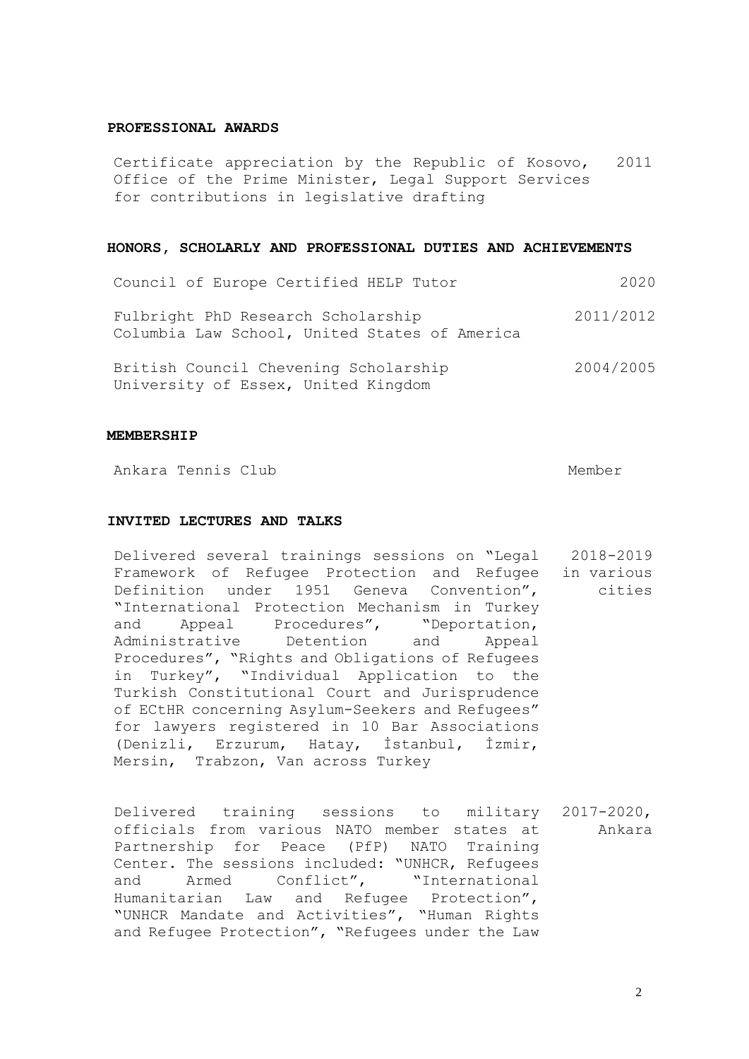## PROFESSIONAL AWARDS

Certificate appreciation by the Republic of Kosovo, Office of the Prime Minister, Legal Support Services for contributions in legislative drafting — 2011

## HONORS, SCHOLARLY AND PROFESSIONAL DUTIES AND ACHIEVEMENTS

Council of Europe Certified HELP Tutor — 2020

Fulbright PhD Research Scholarship
Columbia Law School, United States of America — 2011/2012

British Council Chevening Scholarship
University of Essex, United Kingdom — 2004/2005

## MEMBERSHIP

Ankara Tennis Club — Member

## INVITED LECTURES AND TALKS

Delivered several trainings sessions on "Legal Framework of Refugee Protection and Refugee Definition under 1951 Geneva Convention", "International Protection Mechanism in Turkey and Appeal Procedures", "Deportation, Administrative Detention and Appeal Procedures", "Rights and Obligations of Refugees in Turkey", "Individual Application to the Turkish Constitutional Court and Jurisprudence of ECtHR concerning Asylum-Seekers and Refugees" for lawyers registered in 10 Bar Associations (Denizli, Erzurum, Hatay, İstanbul, İzmir, Mersin, Trabzon, Van across Turkey — 2018-2019 in various cities

Delivered training sessions to military officials from various NATO member states at Partnership for Peace (PfP) NATO Training Center. The sessions included: "UNHCR, Refugees and Armed Conflict", "International Humanitarian Law and Refugee Protection", "UNHCR Mandate and Activities", "Human Rights and Refugee Protection", "Refugees under the Law — 2017-2020, Ankara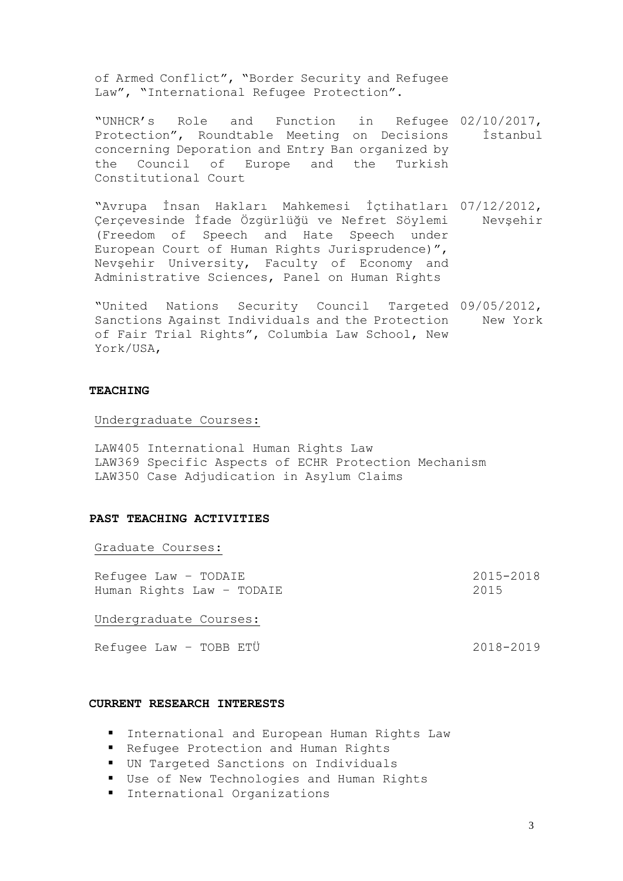of Armed Conflict", "Border Security and Refugee Law", "International Refugee Protection".

"UNHCR's Role and Function in Refugee Protection", Roundtable Meeting on Decisions concerning Deporation and Entry Ban organized by the Council of Europe and the Turkish Constitutional Court — 02/10/2017, İstanbul

"Avrupa İnsan Hakları Mahkemesi İçtihatları Çerçevesinde İfade Özgürlüğü ve Nefret Söylemi (Freedom of Speech and Hate Speech under European Court of Human Rights Jurisprudence)", Nevşehir University, Faculty of Economy and Administrative Sciences, Panel on Human Rights — 07/12/2012, Nevşehir

"United Nations Security Council Targeted Sanctions Against Individuals and the Protection of Fair Trial Rights", Columbia Law School, New York/USA, — 09/05/2012, New York

## TEACHING

Undergraduate Courses:

LAW405 International Human Rights Law
LAW369 Specific Aspects of ECHR Protection Mechanism
LAW350 Case Adjudication in Asylum Claims

## PAST TEACHING ACTIVITIES

Graduate Courses:

| | |
|---|---|
| Refugee Law – TODAIE | 2015-2018 |
| Human Rights Law – TODAIE | 2015 |

Undergraduate Courses:

| | |
|---|---|
| Refugee Law – TOBB ETÜ | 2018-2019 |

## CURRENT RESEARCH INTERESTS

- International and European Human Rights Law
- Refugee Protection and Human Rights
- UN Targeted Sanctions on Individuals
- Use of New Technologies and Human Rights
- International Organizations